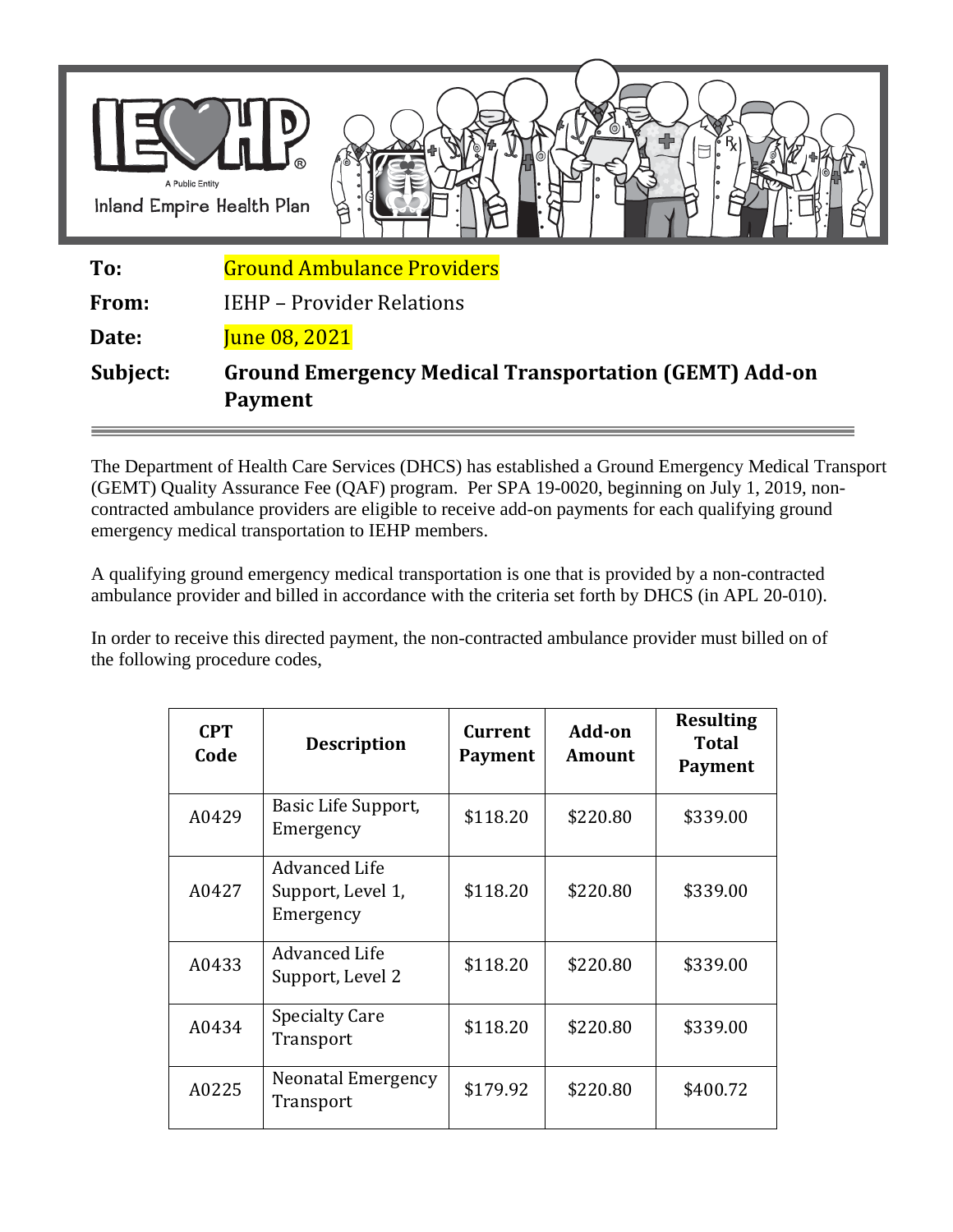IEHP
A Public Entity
Inland Empire Health Plan

**To:** Ground Ambulance Providers

**From:** IEHP – Provider Relations

**Date:** June 08, 2021

**Subject:** **Ground Emergency Medical Transportation (GEMT) Add-on Payment**

---

The Department of Health Care Services (DHCS) has established a Ground Emergency Medical Transport (GEMT) Quality Assurance Fee (QAF) program. Per SPA 19-0020, beginning on July 1, 2019, non-contracted ambulance providers are eligible to receive add-on payments for each qualifying ground emergency medical transportation to IEHP members.

A qualifying ground emergency medical transportation is one that is provided by a non-contracted ambulance provider and billed in accordance with the criteria set forth by DHCS (in APL 20-010).

In order to receive this directed payment, the non-contracted ambulance provider must billed on of the following procedure codes,

| CPT Code | Description | Current Payment | Add-on Amount | Resulting Total Payment |
|---|---|---|---|---|
| A0429 | Basic Life Support, Emergency | $118.20 | $220.80 | $339.00 |
| A0427 | Advanced Life Support, Level 1, Emergency | $118.20 | $220.80 | $339.00 |
| A0433 | Advanced Life Support, Level 2 | $118.20 | $220.80 | $339.00 |
| A0434 | Specialty Care Transport | $118.20 | $220.80 | $339.00 |
| A0225 | Neonatal Emergency Transport | $179.92 | $220.80 | $400.72 |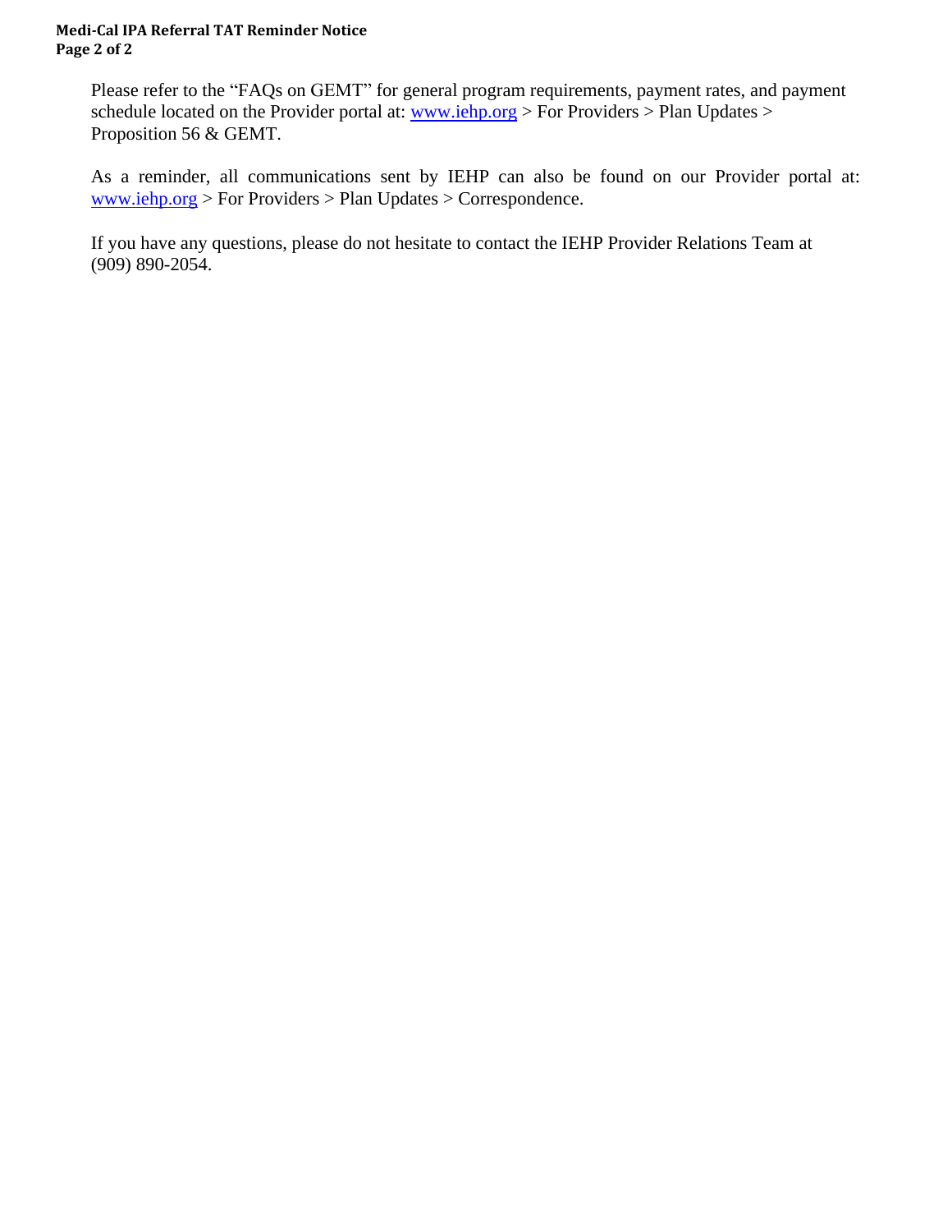Please refer to the "FAQs on GEMT" for general program requirements, payment rates, and payment schedule located on the Provider portal at: www.iehp.org > For Providers > Plan Updates > Proposition 56 & GEMT.

As a reminder, all communications sent by IEHP can also be found on our Provider portal at: www.iehp.org > For Providers > Plan Updates > Correspondence.

If you have any questions, please do not hesitate to contact the IEHP Provider Relations Team at (909) 890-2054.